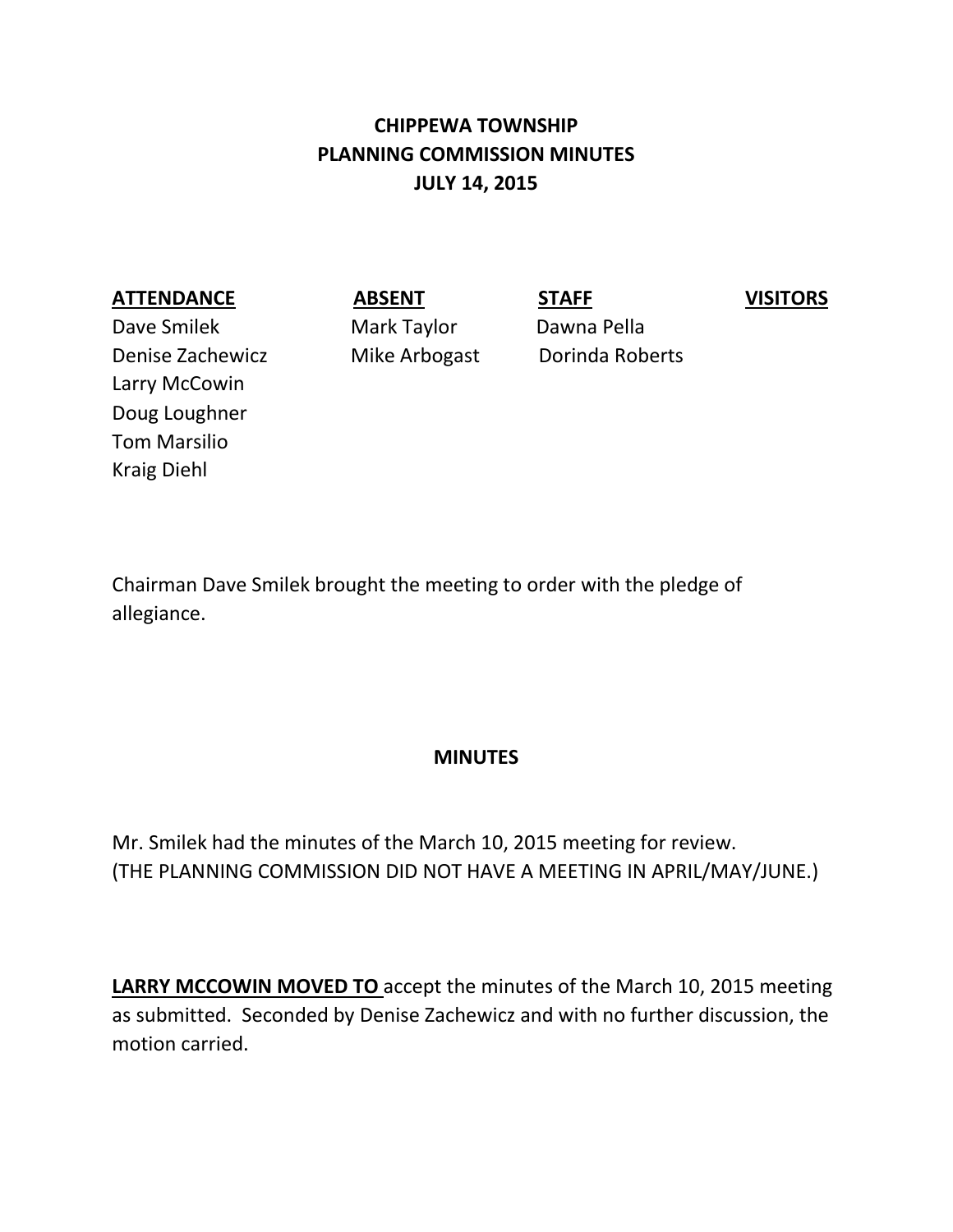# CHIPPEWA TOWNSHIP
## PLANNING COMMISSION MINUTES
## JULY 14, 2015

| **ATTENDANCE** | **ABSENT** | **STAFF** | **VISITORS** |
|---|---|---|---|
| Dave Smilek | Mark Taylor | Dawna Pella | |
| Denise Zachewicz | Mike Arbogast | Dorinda Roberts | |
| Larry McCowin | | | |
| Doug Loughner | | | |
| Tom Marsilio | | | |
| Kraig Diehl | | | |

Chairman Dave Smilek brought the meeting to order with the pledge of allegiance.

## MINUTES

Mr. Smilek had the minutes of the March 10, 2015 meeting for review.
(THE PLANNING COMMISSION DID NOT HAVE A MEETING IN APRIL/MAY/JUNE.)

**LARRY MCCOWIN MOVED TO** accept the minutes of the March 10, 2015 meeting as submitted. Seconded by Denise Zachewicz and with no further discussion, the motion carried.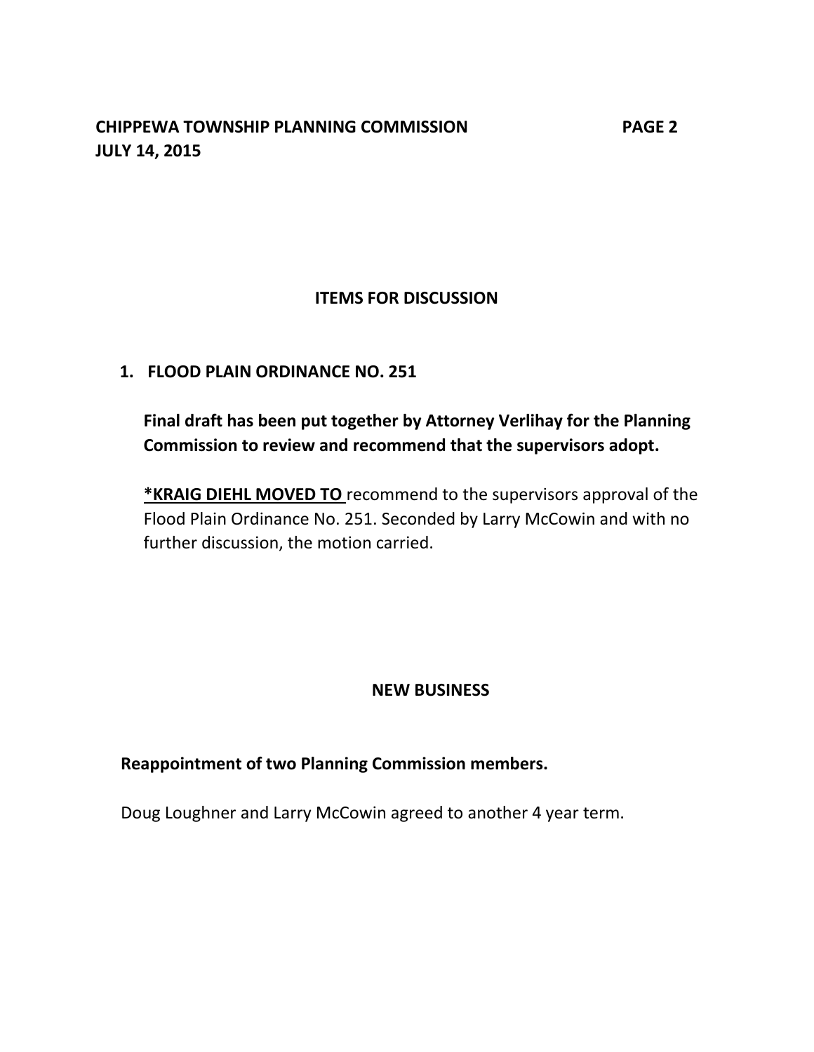## ITEMS FOR DISCUSSION

1. **FLOOD PLAIN ORDINANCE NO. 251**

   **Final draft has been put together by Attorney Verlihay for the Planning Commission to review and recommend that the supervisors adopt.**

   ***KRAIG DIEHL MOVED TO** recommend to the supervisors approval of the Flood Plain Ordinance No. 251. Seconded by Larry McCowin and with no further discussion, the motion carried.

## NEW BUSINESS

**Reappointment of two Planning Commission members.**

Doug Loughner and Larry McCowin agreed to another 4 year term.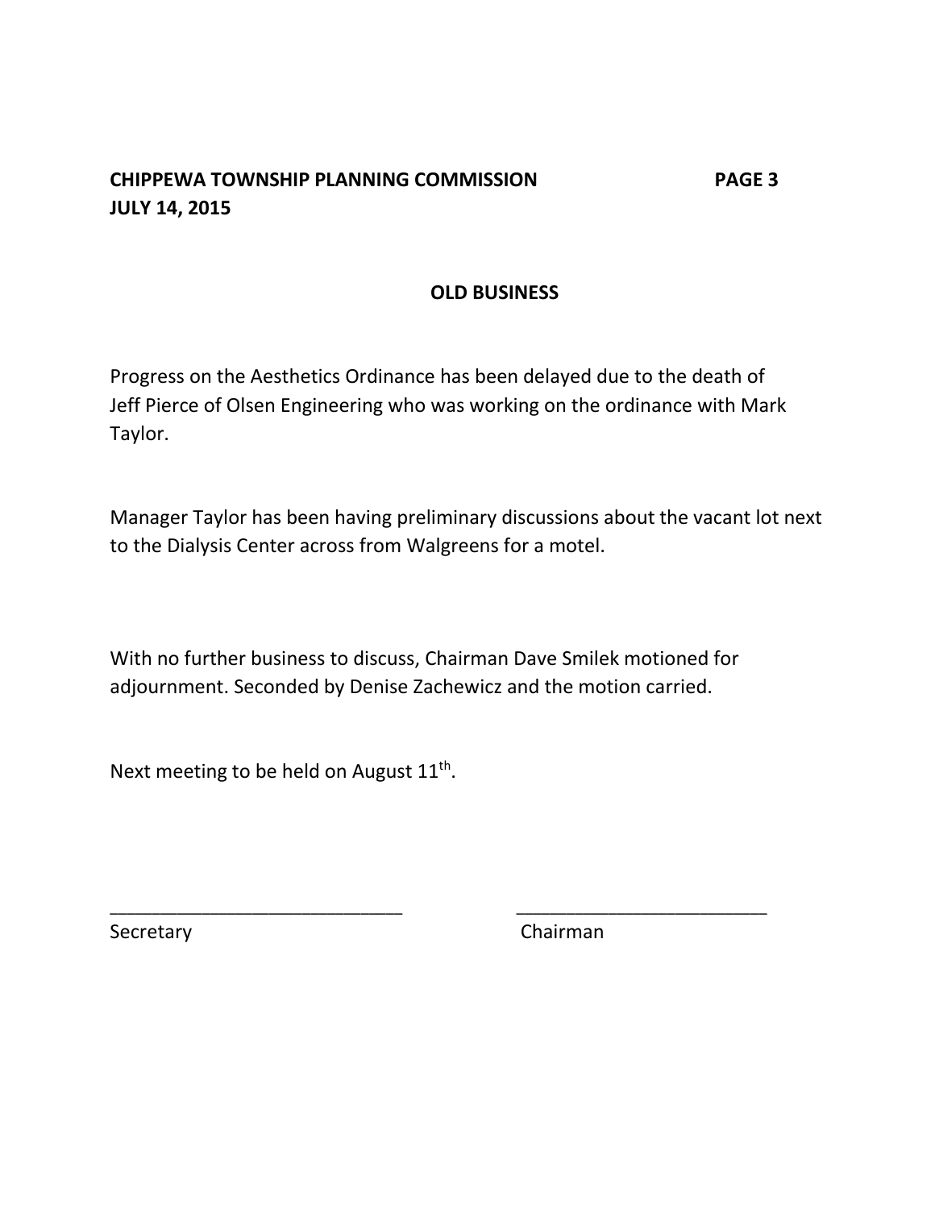## OLD BUSINESS

Progress on the Aesthetics Ordinance has been delayed due to the death of Jeff Pierce of Olsen Engineering who was working on the ordinance with Mark Taylor.

Manager Taylor has been having preliminary discussions about the vacant lot next to the Dialysis Center across from Walgreens for a motel.

With no further business to discuss, Chairman Dave Smilek motioned for adjournment. Seconded by Denise Zachewicz and the motion carried.

Next meeting to be held on August 11th.

_____________________________ _____________________________

Secretary Chairman